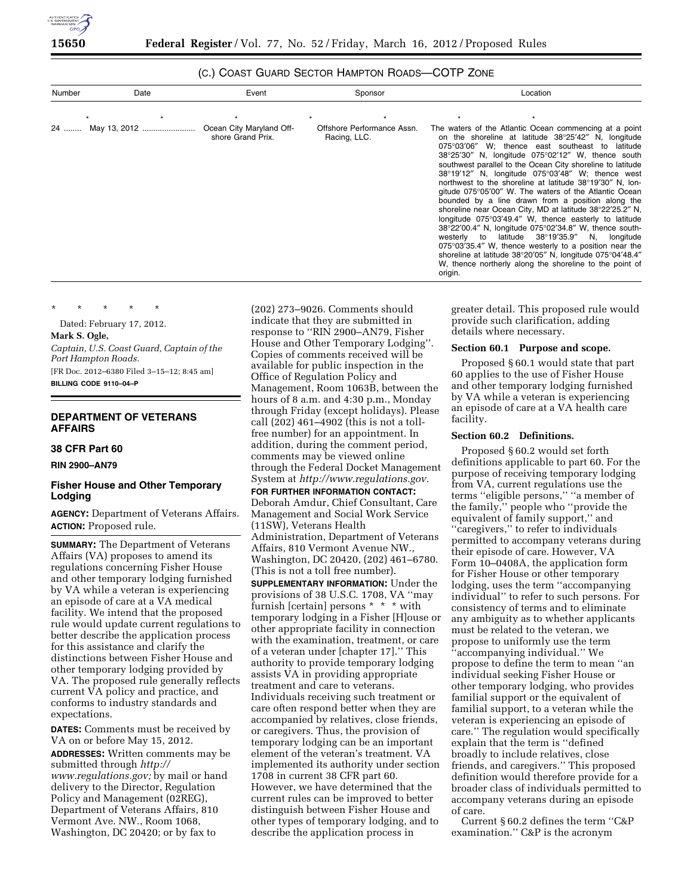## (C.) COAST GUARD SECTOR HAMPTON ROADS—COTP ZONE

| Number | Date | Event | Sponsor | Location |
|---|---|---|---|---|
| * | * | * | * | * * |
| 24 ........ | May 13, 2012 ........................ | Ocean City Maryland Offshore Grand Prix. | Offshore Performance Assn. Racing, LLC. | The waters of the Atlantic Ocean commencing at a point on the shoreline at latitude 38°25′42″ N, longitude 075°03′06″ W; thence east southeast to latitude 38°25′30″ N, longitude 075°02′12″ W, thence south southwest parallel to the Ocean City shoreline to latitude 38°19′12″ N, longitude 075°03′48″ W; thence west northwest to the shoreline at latitude 38°19′30″ N, longitude 075°05′00″ W. The waters of the Atlantic Ocean bounded by a line drawn from a position along the shoreline near Ocean City, MD at latitude 38°22′25.2″ N, longitude 075°03′49.4″ W, thence easterly to latitude 38°22′00.4″ N, longitude 075°02′34.8″ W, thence southwesterly to latitude 38°19′35.9″ N, longitude 075°03′35.4″ W, thence westerly to a position near the shoreline at latitude 38°20′05″ N, longitude 075°04′48.4″ W, thence northerly along the shoreline to the point of origin. |

\* \* \* \* \*

Dated: February 17, 2012.

**Mark S. Ogle,**

*Captain, U.S. Coast Guard, Captain of the Port Hampton Roads.*

[FR Doc. 2012–6380 Filed 3–15–12; 8:45 am]

**BILLING CODE 9110–04–P**

## DEPARTMENT OF VETERANS AFFAIRS

### 38 CFR Part 60

**RIN 2900–AN79**

### Fisher House and Other Temporary Lodging

**AGENCY:** Department of Veterans Affairs.

**ACTION:** Proposed rule.

**SUMMARY:** The Department of Veterans Affairs (VA) proposes to amend its regulations concerning Fisher House and other temporary lodging furnished by VA while a veteran is experiencing an episode of care at a VA medical facility. We intend that the proposed rule would update current regulations to better describe the application process for this assistance and clarify the distinctions between Fisher House and other temporary lodging provided by VA. The proposed rule generally reflects current VA policy and practice, and conforms to industry standards and expectations.

**DATES:** Comments must be received by VA on or before May 15, 2012.

**ADDRESSES:** Written comments may be submitted through *http://www.regulations.gov;* by mail or hand delivery to the Director, Regulation Policy and Management (02REG), Department of Veterans Affairs, 810 Vermont Ave. NW., Room 1068, Washington, DC 20420; or by fax to (202) 273–9026. Comments should indicate that they are submitted in response to ''RIN 2900–AN79, Fisher House and Other Temporary Lodging''. Copies of comments received will be available for public inspection in the Office of Regulation Policy and Management, Room 1063B, between the hours of 8 a.m. and 4:30 p.m., Monday through Friday (except holidays). Please call (202) 461–4902 (this is not a toll-free number) for an appointment. In addition, during the comment period, comments may be viewed online through the Federal Docket Management System at *http://www.regulations.gov.*

**FOR FURTHER INFORMATION CONTACT:** Deborah Amdur, Chief Consultant, Care Management and Social Work Service (11SW), Veterans Health Administration, Department of Veterans Affairs, 810 Vermont Avenue NW., Washington, DC 20420, (202) 461–6780. (This is not a toll free number).

**SUPPLEMENTARY INFORMATION:** Under the provisions of 38 U.S.C. 1708, VA ''may furnish [certain] persons * * * with temporary lodging in a Fisher [H]ouse or other appropriate facility in connection with the examination, treatment, or care of a veteran under [chapter 17].'' This authority to provide temporary lodging assists VA in providing appropriate treatment and care to veterans. Individuals receiving such treatment or care often respond better when they are accompanied by relatives, close friends, or caregivers. Thus, the provision of temporary lodging can be an important element of the veteran's treatment. VA implemented its authority under section 1708 in current 38 CFR part 60. However, we have determined that the current rules can be improved to better distinguish between Fisher House and other types of temporary lodging, and to describe the application process in greater detail. This proposed rule would provide such clarification, adding details where necessary.

#### Section 60.1 Purpose and scope.

Proposed § 60.1 would state that part 60 applies to the use of Fisher House and other temporary lodging furnished by VA while a veteran is experiencing an episode of care at a VA health care facility.

#### Section 60.2 Definitions.

Proposed § 60.2 would set forth definitions applicable to part 60. For the purpose of receiving temporary lodging from VA, current regulations use the terms ''eligible persons,'' ''a member of the family,'' people who ''provide the equivalent of family support,'' and ''caregivers,'' to refer to individuals permitted to accompany veterans during their episode of care. However, VA Form 10–0408A, the application form for Fisher House or other temporary lodging, uses the term ''accompanying individual'' to refer to such persons. For consistency of terms and to eliminate any ambiguity as to whether applicants must be related to the veteran, we propose to uniformly use the term ''accompanying individual.'' We propose to define the term to mean ''an individual seeking Fisher House or other temporary lodging, who provides familial support or the equivalent of familial support, to a veteran while the veteran is experiencing an episode of care.'' The regulation would specifically explain that the term is ''defined broadly to include relatives, close friends, and caregivers.'' This proposed definition would therefore provide for a broader class of individuals permitted to accompany veterans during an episode of care.

Current § 60.2 defines the term ''C&P examination.'' C&P is the acronym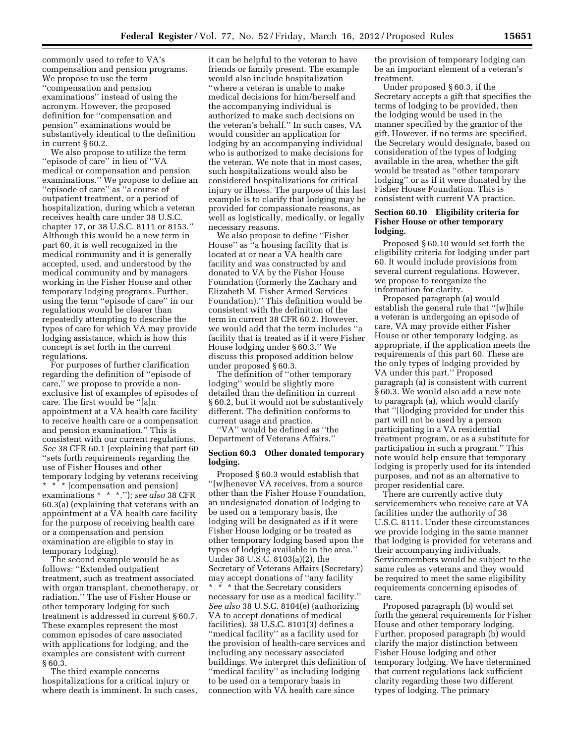commonly used to refer to VA's compensation and pension programs. We propose to use the term ''compensation and pension examinations'' instead of using the acronym. However, the proposed definition for ''compensation and pension'' examinations would be substantively identical to the definition in current § 60.2.

We also propose to utilize the term ''episode of care'' in lieu of ''VA medical or compensation and pension examinations.'' We propose to define an ''episode of care'' as ''a course of outpatient treatment, or a period of hospitalization, during which a veteran receives health care under 38 U.S.C. chapter 17, or 38 U.S.C. 8111 or 8153.'' Although this would be a new term in part 60, it is well recognized in the medical community and it is generally accepted, used, and understood by the medical community and by managers working in the Fisher House and other temporary lodging programs. Further, using the term ''episode of care'' in our regulations would be clearer than repeatedly attempting to describe the types of care for which VA may provide lodging assistance, which is how this concept is set forth in the current regulations.

For purposes of further clarification regarding the definition of ''episode of care,'' we propose to provide a non-exclusive list of examples of episodes of care. The first would be ''[a]n appointment at a VA health care facility to receive health care or a compensation and pension examination.'' This is consistent with our current regulations. *See* 38 CFR 60.1 (explaining that part 60 ''sets forth requirements regarding the use of Fisher Houses and other temporary lodging by veterans receiving * * * [compensation and pension] examinations * * *.''); *see also* 38 CFR 60.3(a) (explaining that veterans with an appointment at a VA health care facility for the purpose of receiving health care or a compensation and pension examination are eligible to stay in temporary lodging).

The second example would be as follows: ''Extended outpatient treatment, such as treatment associated with organ transplant, chemotherapy, or radiation.'' The use of Fisher House or other temporary lodging for such treatment is addressed in current § 60.7. These examples represent the most common episodes of care associated with applications for lodging, and the examples are consistent with current § 60.3.

The third example concerns hospitalizations for a critical injury or where death is imminent. In such cases, it can be helpful to the veteran to have friends or family present. The example would also include hospitalization ''where a veteran is unable to make medical decisions for him/herself and the accompanying individual is authorized to make such decisions on the veteran's behalf.'' In such cases, VA would consider an application for lodging by an accompanying individual who is authorized to make decisions for the veteran. We note that in most cases, such hospitalizations would also be considered hospitalizations for critical injury or illness. The purpose of this last example is to clarify that lodging may be provided for compassionate reasons, as well as logistically, medically, or legally necessary reasons.

We also propose to define ''Fisher House'' as ''a housing facility that is located at or near a VA health care facility and was constructed by and donated to VA by the Fisher House Foundation (formerly the Zachary and Elizabeth M. Fisher Armed Services Foundation).'' This definition would be consistent with the definition of the term in current 38 CFR 60.2. However, we would add that the term includes ''a facility that is treated as if it were Fisher House lodging under § 60.3.'' We discuss this proposed addition below under proposed § 60.3.

The definition of ''other temporary lodging'' would be slightly more detailed than the definition in current § 60.2, but it would not be substantively different. The definition conforms to current usage and practice.

''VA'' would be defined as ''the Department of Veterans Affairs.''

### Section 60.3 Other donated temporary lodging.

Proposed § 60.3 would establish that ''[w]henever VA receives, from a source other than the Fisher House Foundation, an undesignated donation of lodging to be used on a temporary basis, the lodging will be designated as if it were Fisher House lodging or be treated as other temporary lodging based upon the types of lodging available in the area.'' Under 38 U.S.C. 8103(a)(2), the Secretary of Veterans Affairs (Secretary) may accept donations of ''any facility * * * that the Secretary considers necessary for use as a medical facility.'' *See also* 38 U.S.C. 8104(e) (authorizing VA to accept donations of medical facilities). 38 U.S.C. 8101(3) defines a ''medical facility'' as a facility used for the provision of health-care services and including any necessary associated buildings. We interpret this definition of ''medical facility'' as including lodging to be used on a temporary basis in connection with VA health care since the provision of temporary lodging can be an important element of a veteran's treatment.

Under proposed § 60.3, if the Secretary accepts a gift that specifies the terms of lodging to be provided, then the lodging would be used in the manner specified by the grantor of the gift. However, if no terms are specified, the Secretary would designate, based on consideration of the types of lodging available in the area, whether the gift would be treated as ''other temporary lodging'' or as if it were donated by the Fisher House Foundation. This is consistent with current VA practice.

### Section 60.10 Eligibility criteria for Fisher House or other temporary lodging.

Proposed § 60.10 would set forth the eligibility criteria for lodging under part 60. It would include provisions from several current regulations. However, we propose to reorganize the information for clarity.

Proposed paragraph (a) would establish the general rule that ''[w]hile a veteran is undergoing an episode of care, VA may provide either Fisher House or other temporary lodging, as appropriate, if the application meets the requirements of this part 60. These are the only types of lodging provided by VA under this part.'' Proposed paragraph (a) is consistent with current § 60.3. We would also add a new note to paragraph (a), which would clarify that ''[l]odging provided for under this part will not be used by a person participating in a VA residential treatment program, or as a substitute for participation in such a program.'' This note would help ensure that temporary lodging is properly used for its intended purposes, and not as an alternative to proper residential care.

There are currently active duty servicemembers who receive care at VA facilities under the authority of 38 U.S.C. 8111. Under these circumstances we provide lodging in the same manner that lodging is provided for veterans and their accompanying individuals. Servicemembers would be subject to the same rules as veterans and they would be required to meet the same eligibility requirements concerning episodes of care.

Proposed paragraph (b) would set forth the general requirements for Fisher House and other temporary lodging. Further, proposed paragraph (b) would clarify the major distinction between Fisher House lodging and other temporary lodging. We have determined that current regulations lack sufficient clarity regarding these two different types of lodging. The primary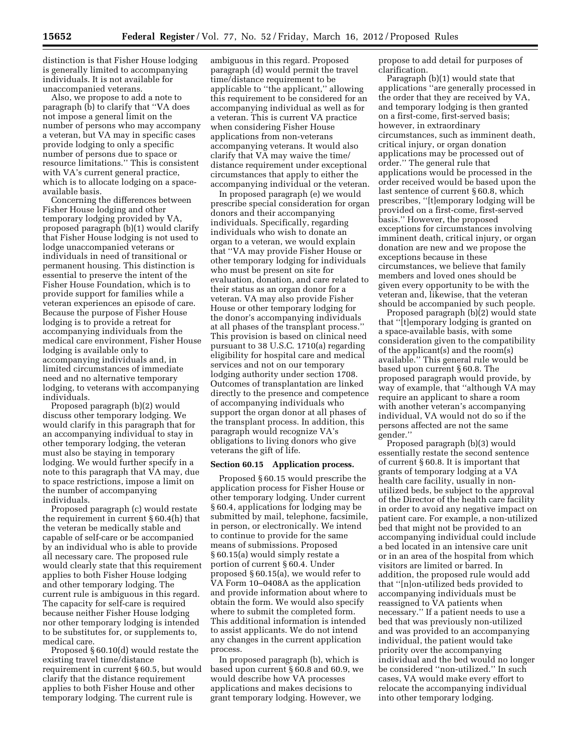distinction is that Fisher House lodging is generally limited to accompanying individuals. It is not available for unaccompanied veterans.

Also, we propose to add a note to paragraph (b) to clarify that ''VA does not impose a general limit on the number of persons who may accompany a veteran, but VA may in specific cases provide lodging to only a specific number of persons due to space or resource limitations.'' This is consistent with VA's current general practice, which is to allocate lodging on a space-available basis.

Concerning the differences between Fisher House lodging and other temporary lodging provided by VA, proposed paragraph (b)(1) would clarify that Fisher House lodging is not used to lodge unaccompanied veterans or individuals in need of transitional or permanent housing. This distinction is essential to preserve the intent of the Fisher House Foundation, which is to provide support for families while a veteran experiences an episode of care. Because the purpose of Fisher House lodging is to provide a retreat for accompanying individuals from the medical care environment, Fisher House lodging is available only to accompanying individuals and, in limited circumstances of immediate need and no alternative temporary lodging, to veterans with accompanying individuals.

Proposed paragraph (b)(2) would discuss other temporary lodging. We would clarify in this paragraph that for an accompanying individual to stay in other temporary lodging, the veteran must also be staying in temporary lodging. We would further specify in a note to this paragraph that VA may, due to space restrictions, impose a limit on the number of accompanying individuals.

Proposed paragraph (c) would restate the requirement in current § 60.4(h) that the veteran be medically stable and capable of self-care or be accompanied by an individual who is able to provide all necessary care. The proposed rule would clearly state that this requirement applies to both Fisher House lodging and other temporary lodging. The current rule is ambiguous in this regard. The capacity for self-care is required because neither Fisher House lodging nor other temporary lodging is intended to be substitutes for, or supplements to, medical care.

Proposed § 60.10(d) would restate the existing travel time/distance requirement in current § 60.5, but would clarify that the distance requirement applies to both Fisher House and other temporary lodging. The current rule is ambiguous in this regard. Proposed paragraph (d) would permit the travel time/distance requirement to be applicable to ''the applicant,'' allowing this requirement to be considered for an accompanying individual as well as for a veteran. This is current VA practice when considering Fisher House applications from non-veterans accompanying veterans. It would also clarify that VA may waive the time/distance requirement under exceptional circumstances that apply to either the accompanying individual or the veteran.

In proposed paragraph (e) we would prescribe special consideration for organ donors and their accompanying individuals. Specifically, regarding individuals who wish to donate an organ to a veteran, we would explain that ''VA may provide Fisher House or other temporary lodging for individuals who must be present on site for evaluation, donation, and care related to their status as an organ donor for a veteran. VA may also provide Fisher House or other temporary lodging for the donor's accompanying individuals at all phases of the transplant process.'' This provision is based on clinical need pursuant to 38 U.S.C. 1710(a) regarding eligibility for hospital care and medical services and not on our temporary lodging authority under section 1708. Outcomes of transplantation are linked directly to the presence and competence of accompanying individuals who support the organ donor at all phases of the transplant process. In addition, this paragraph would recognize VA's obligations to living donors who give veterans the gift of life.

### Section 60.15 Application process.

Proposed § 60.15 would prescribe the application process for Fisher House or other temporary lodging. Under current § 60.4, applications for lodging may be submitted by mail, telephone, facsimile, in person, or electronically. We intend to continue to provide for the same means of submissions. Proposed § 60.15(a) would simply restate a portion of current § 60.4. Under proposed § 60.15(a), we would refer to VA Form 10–0408A as the application and provide information about where to obtain the form. We would also specify where to submit the completed form. This additional information is intended to assist applicants. We do not intend any changes in the current application process.

In proposed paragraph (b), which is based upon current § 60.8 and 60.9, we would describe how VA processes applications and makes decisions to grant temporary lodging. However, we propose to add detail for purposes of clarification.

Paragraph (b)(1) would state that applications ''are generally processed in the order that they are received by VA, and temporary lodging is then granted on a first-come, first-served basis; however, in extraordinary circumstances, such as imminent death, critical injury, or organ donation applications may be processed out of order.'' The general rule that applications would be processed in the order received would be based upon the last sentence of current § 60.8, which prescribes, ''[t]emporary lodging will be provided on a first-come, first-served basis.'' However, the proposed exceptions for circumstances involving imminent death, critical injury, or organ donation are new and we propose the exceptions because in these circumstances, we believe that family members and loved ones should be given every opportunity to be with the veteran and, likewise, that the veteran should be accompanied by such people.

Proposed paragraph (b)(2) would state that ''[t]emporary lodging is granted on a space-available basis, with some consideration given to the compatibility of the applicant(s) and the room(s) available.'' This general rule would be based upon current § 60.8. The proposed paragraph would provide, by way of example, that ''although VA may require an applicant to share a room with another veteran's accompanying individual, VA would not do so if the persons affected are not the same gender.''

Proposed paragraph (b)(3) would essentially restate the second sentence of current § 60.8. It is important that grants of temporary lodging at a VA health care facility, usually in non-utilized beds, be subject to the approval of the Director of the health care facility in order to avoid any negative impact on patient care. For example, a non-utilized bed that might not be provided to an accompanying individual could include a bed located in an intensive care unit or in an area of the hospital from which visitors are limited or barred. In addition, the proposed rule would add that ''[n]on-utilized beds provided to accompanying individuals must be reassigned to VA patients when necessary.'' If a patient needs to use a bed that was previously non-utilized and was provided to an accompanying individual, the patient would take priority over the accompanying individual and the bed would no longer be considered ''non-utilized.'' In such cases, VA would make every effort to relocate the accompanying individual into other temporary lodging.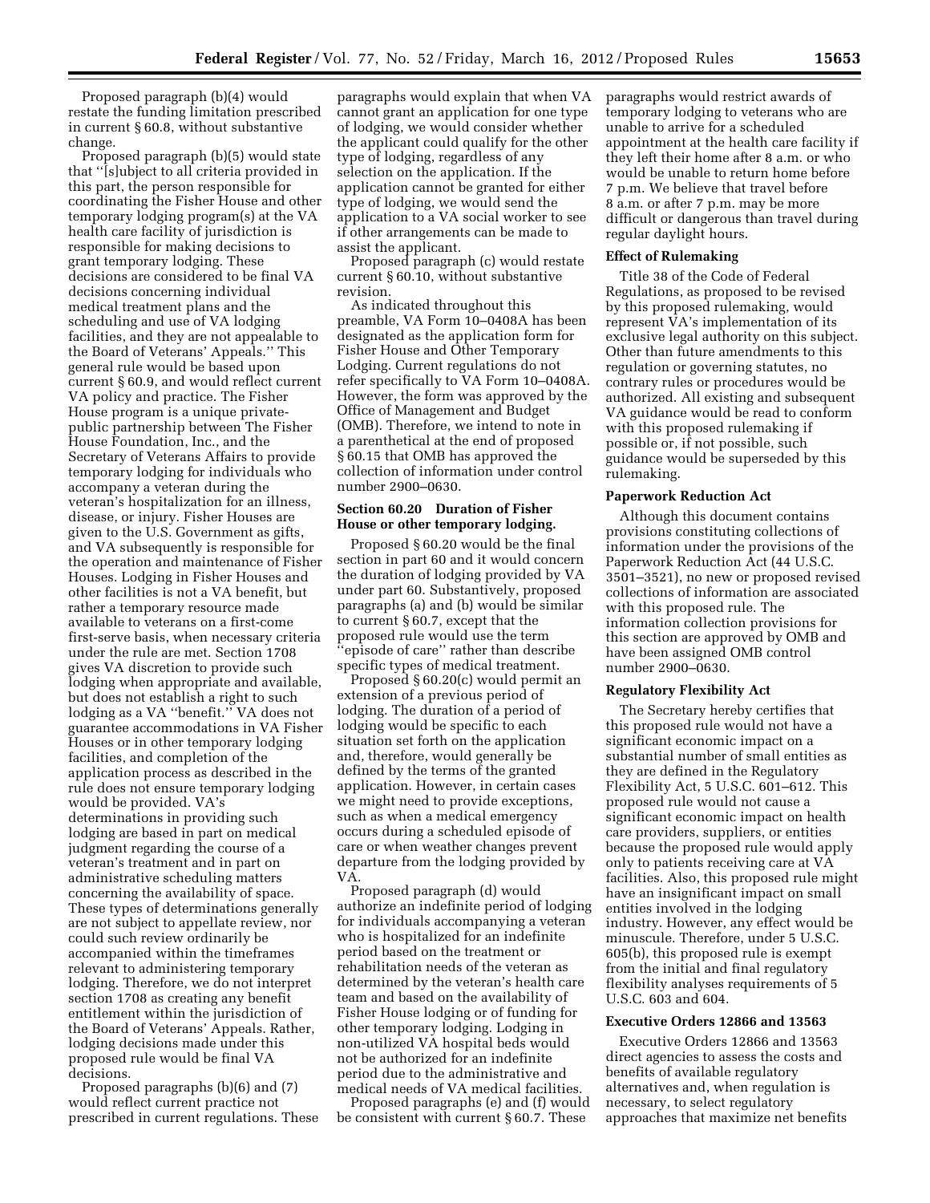Proposed paragraph (b)(4) would restate the funding limitation prescribed in current § 60.8, without substantive change.

Proposed paragraph (b)(5) would state that ''[s]ubject to all criteria provided in this part, the person responsible for coordinating the Fisher House and other temporary lodging program(s) at the VA health care facility of jurisdiction is responsible for making decisions to grant temporary lodging. These decisions are considered to be final VA decisions concerning individual medical treatment plans and the scheduling and use of VA lodging facilities, and they are not appealable to the Board of Veterans' Appeals.'' This general rule would be based upon current § 60.9, and would reflect current VA policy and practice. The Fisher House program is a unique private-public partnership between The Fisher House Foundation, Inc., and the Secretary of Veterans Affairs to provide temporary lodging for individuals who accompany a veteran during the veteran's hospitalization for an illness, disease, or injury. Fisher Houses are given to the U.S. Government as gifts, and VA subsequently is responsible for the operation and maintenance of Fisher Houses. Lodging in Fisher Houses and other facilities is not a VA benefit, but rather a temporary resource made available to veterans on a first-come first-serve basis, when necessary criteria under the rule are met. Section 1708 gives VA discretion to provide such lodging when appropriate and available, but does not establish a right to such lodging as a VA ''benefit.'' VA does not guarantee accommodations in VA Fisher Houses or in other temporary lodging facilities, and completion of the application process as described in the rule does not ensure temporary lodging would be provided. VA's determinations in providing such lodging are based in part on medical judgment regarding the course of a veteran's treatment and in part on administrative scheduling matters concerning the availability of space. These types of determinations generally are not subject to appellate review, nor could such review ordinarily be accompanied within the timeframes relevant to administering temporary lodging. Therefore, we do not interpret section 1708 as creating any benefit entitlement within the jurisdiction of the Board of Veterans' Appeals. Rather, lodging decisions made under this proposed rule would be final VA decisions.

Proposed paragraphs (b)(6) and (7) would reflect current practice not prescribed in current regulations. These paragraphs would explain that when VA cannot grant an application for one type of lodging, we would consider whether the applicant could qualify for the other type of lodging, regardless of any selection on the application. If the application cannot be granted for either type of lodging, we would send the application to a VA social worker to see if other arrangements can be made to assist the applicant.

Proposed paragraph (c) would restate current § 60.10, without substantive revision.

As indicated throughout this preamble, VA Form 10–0408A has been designated as the application form for Fisher House and Other Temporary Lodging. Current regulations do not refer specifically to VA Form 10–0408A. However, the form was approved by the Office of Management and Budget (OMB). Therefore, we intend to note in a parenthetical at the end of proposed § 60.15 that OMB has approved the collection of information under control number 2900–0630.

### Section 60.20 Duration of Fisher House or other temporary lodging.

Proposed § 60.20 would be the final section in part 60 and it would concern the duration of lodging provided by VA under part 60. Substantively, proposed paragraphs (a) and (b) would be similar to current § 60.7, except that the proposed rule would use the term ''episode of care'' rather than describe specific types of medical treatment.

Proposed § 60.20(c) would permit an extension of a previous period of lodging. The duration of a period of lodging would be specific to each situation set forth on the application and, therefore, would generally be defined by the terms of the granted application. However, in certain cases we might need to provide exceptions, such as when a medical emergency occurs during a scheduled episode of care or when weather changes prevent departure from the lodging provided by VA.

Proposed paragraph (d) would authorize an indefinite period of lodging for individuals accompanying a veteran who is hospitalized for an indefinite period based on the treatment or rehabilitation needs of the veteran as determined by the veteran's health care team and based on the availability of Fisher House lodging or of funding for other temporary lodging. Lodging in non-utilized VA hospital beds would not be authorized for an indefinite period due to the administrative and medical needs of VA medical facilities.

Proposed paragraphs (e) and (f) would be consistent with current § 60.7. These paragraphs would restrict awards of temporary lodging to veterans who are unable to arrive for a scheduled appointment at the health care facility if they left their home after 8 a.m. or who would be unable to return home before 7 p.m. We believe that travel before 8 a.m. or after 7 p.m. may be more difficult or dangerous than travel during regular daylight hours.

### Effect of Rulemaking

Title 38 of the Code of Federal Regulations, as proposed to be revised by this proposed rulemaking, would represent VA's implementation of its exclusive legal authority on this subject. Other than future amendments to this regulation or governing statutes, no contrary rules or procedures would be authorized. All existing and subsequent VA guidance would be read to conform with this proposed rulemaking if possible or, if not possible, such guidance would be superseded by this rulemaking.

### Paperwork Reduction Act

Although this document contains provisions constituting collections of information under the provisions of the Paperwork Reduction Act (44 U.S.C. 3501–3521), no new or proposed revised collections of information are associated with this proposed rule. The information collection provisions for this section are approved by OMB and have been assigned OMB control number 2900–0630.

### Regulatory Flexibility Act

The Secretary hereby certifies that this proposed rule would not have a significant economic impact on a substantial number of small entities as they are defined in the Regulatory Flexibility Act, 5 U.S.C. 601–612. This proposed rule would not cause a significant economic impact on health care providers, suppliers, or entities because the proposed rule would apply only to patients receiving care at VA facilities. Also, this proposed rule might have an insignificant impact on small entities involved in the lodging industry. However, any effect would be minuscule. Therefore, under 5 U.S.C. 605(b), this proposed rule is exempt from the initial and final regulatory flexibility analyses requirements of 5 U.S.C. 603 and 604.

### Executive Orders 12866 and 13563

Executive Orders 12866 and 13563 direct agencies to assess the costs and benefits of available regulatory alternatives and, when regulation is necessary, to select regulatory approaches that maximize net benefits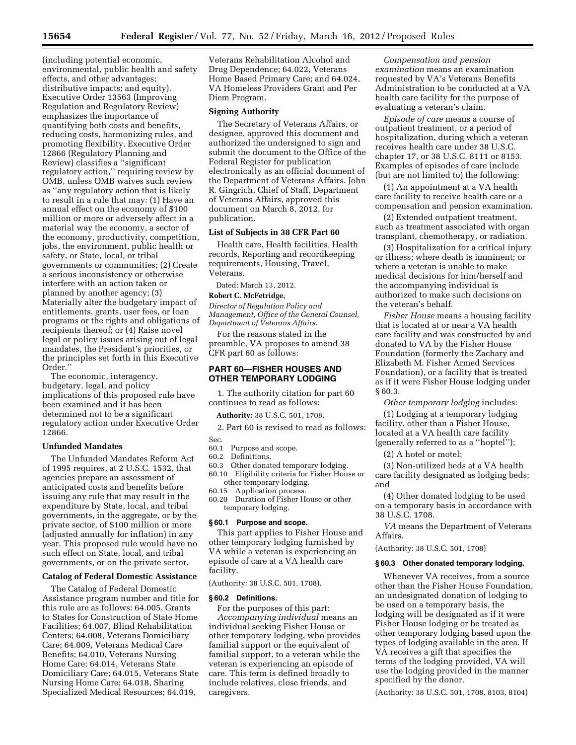(including potential economic, environmental, public health and safety effects, and other advantages; distributive impacts; and equity). Executive Order 13563 (Improving Regulation and Regulatory Review) emphasizes the importance of quantifying both costs and benefits, reducing costs, harmonizing rules, and promoting flexibility. Executive Order 12866 (Regulatory Planning and Review) classifies a ''significant regulatory action,'' requiring review by OMB, unless OMB waives such review as ''any regulatory action that is likely to result in a rule that may: (1) Have an annual effect on the economy of $100 million or more or adversely affect in a material way the economy, a sector of the economy, productivity, competition, jobs, the environment, public health or safety, or State, local, or tribal governments or communities; (2) Create a serious inconsistency or otherwise interfere with an action taken or planned by another agency; (3) Materially alter the budgetary impact of entitlements, grants, user fees, or loan programs or the rights and obligations of recipients thereof; or (4) Raise novel legal or policy issues arising out of legal mandates, the President's priorities, or the principles set forth in this Executive Order.''

The economic, interagency, budgetary, legal, and policy implications of this proposed rule have been examined and it has been determined not to be a significant regulatory action under Executive Order 12866.

## Unfunded Mandates

The Unfunded Mandates Reform Act of 1995 requires, at 2 U.S.C. 1532, that agencies prepare an assessment of anticipated costs and benefits before issuing any rule that may result in the expenditure by State, local, and tribal governments, in the aggregate, or by the private sector, of $100 million or more (adjusted annually for inflation) in any year. This proposed rule would have no such effect on State, local, and tribal governments, or on the private sector.

## Catalog of Federal Domestic Assistance

The Catalog of Federal Domestic Assistance program number and title for this rule are as follows: 64.005, Grants to States for Construction of State Home Facilities; 64.007, Blind Rehabilitation Centers; 64.008, Veterans Domiciliary Care; 64.009, Veterans Medical Care Benefits; 64.010, Veterans Nursing Home Care; 64.014, Veterans State Domiciliary Care; 64.015, Veterans State Nursing Home Care; 64.018, Sharing Specialized Medical Resources; 64.019, Veterans Rehabilitation Alcohol and Drug Dependence; 64.022, Veterans Home Based Primary Care; and 64.024, VA Homeless Providers Grant and Per Diem Program.

## Signing Authority

The Secretary of Veterans Affairs, or designee, approved this document and authorized the undersigned to sign and submit the document to the Office of the Federal Register for publication electronically as an official document of the Department of Veterans Affairs. John R. Gingrich, Chief of Staff, Department of Veterans Affairs, approved this document on March 8, 2012, for publication.

## List of Subjects in 38 CFR Part 60

Health care, Health facilities, Health records, Reporting and recordkeeping requirements, Housing, Travel, Veterans.

Dated: March 13, 2012.

**Robert C. McFetridge,**

*Director of Regulation Policy and Management, Office of the General Counsel, Department of Veterans Affairs.*

For the reasons stated in the preamble, VA proposes to amend 38 CFR part 60 as follows:

## PART 60—FISHER HOUSES AND OTHER TEMPORARY LODGING

1. The authority citation for part 60 continues to read as follows:

**Authority:** 38 U.S.C. 501, 1708.

2. Part 60 is revised to read as follows:

Sec.
60.1 Purpose and scope.
60.2 Definitions.
60.3 Other donated temporary lodging.
60.10 Eligibility criteria for Fisher House or other temporary lodging.
60.15 Application process.
60.20 Duration of Fisher House or other temporary lodging.

### § 60.1 Purpose and scope.

This part applies to Fisher House and other temporary lodging furnished by VA while a veteran is experiencing an episode of care at a VA health care facility.

(Authority: 38 U.S.C. 501, 1708).

### § 60.2 Definitions.

For the purposes of this part:

*Accompanying individual* means an individual seeking Fisher House or other temporary lodging, who provides familial support or the equivalent of familial support, to a veteran while the veteran is experiencing an episode of care. This term is defined broadly to include relatives, close friends, and caregivers.

*Compensation and pension examination* means an examination requested by VA's Veterans Benefits Administration to be conducted at a VA health care facility for the purpose of evaluating a veteran's claim.

*Episode of care* means a course of outpatient treatment, or a period of hospitalization, during which a veteran receives health care under 38 U.S.C. chapter 17, or 38 U.S.C. 8111 or 8153. Examples of episodes of care include (but are not limited to) the following:

(1) An appointment at a VA health care facility to receive health care or a compensation and pension examination.

(2) Extended outpatient treatment, such as treatment associated with organ transplant, chemotherapy, or radiation.

(3) Hospitalization for a critical injury or illness; where death is imminent; or where a veteran is unable to make medical decisions for him/herself and the accompanying individual is authorized to make such decisions on the veteran's behalf.

*Fisher House* means a housing facility that is located at or near a VA health care facility and was constructed by and donated to VA by the Fisher House Foundation (formerly the Zachary and Elizabeth M. Fisher Armed Services Foundation), or a facility that is treated as if it were Fisher House lodging under § 60.3.

*Other temporary lodging* includes:

(1) Lodging at a temporary lodging facility, other than a Fisher House, located at a VA health care facility (generally referred to as a ''hoptel'');

(2) A hotel or motel;

(3) Non-utilized beds at a VA health care facility designated as lodging beds; and

(4) Other donated lodging to be used on a temporary basis in accordance with 38 U.S.C. 1708.

*VA* means the Department of Veterans Affairs.

(Authority: 38 U.S.C. 501, 1708)

### § 60.3 Other donated temporary lodging.

Whenever VA receives, from a source other than the Fisher House Foundation, an undesignated donation of lodging to be used on a temporary basis, the lodging will be designated as if it were Fisher House lodging or be treated as other temporary lodging based upon the types of lodging available in the area. If VA receives a gift that specifies the terms of the lodging provided, VA will use the lodging provided in the manner specified by the donor.

(Authority: 38 U.S.C. 501, 1708, 8103, 8104)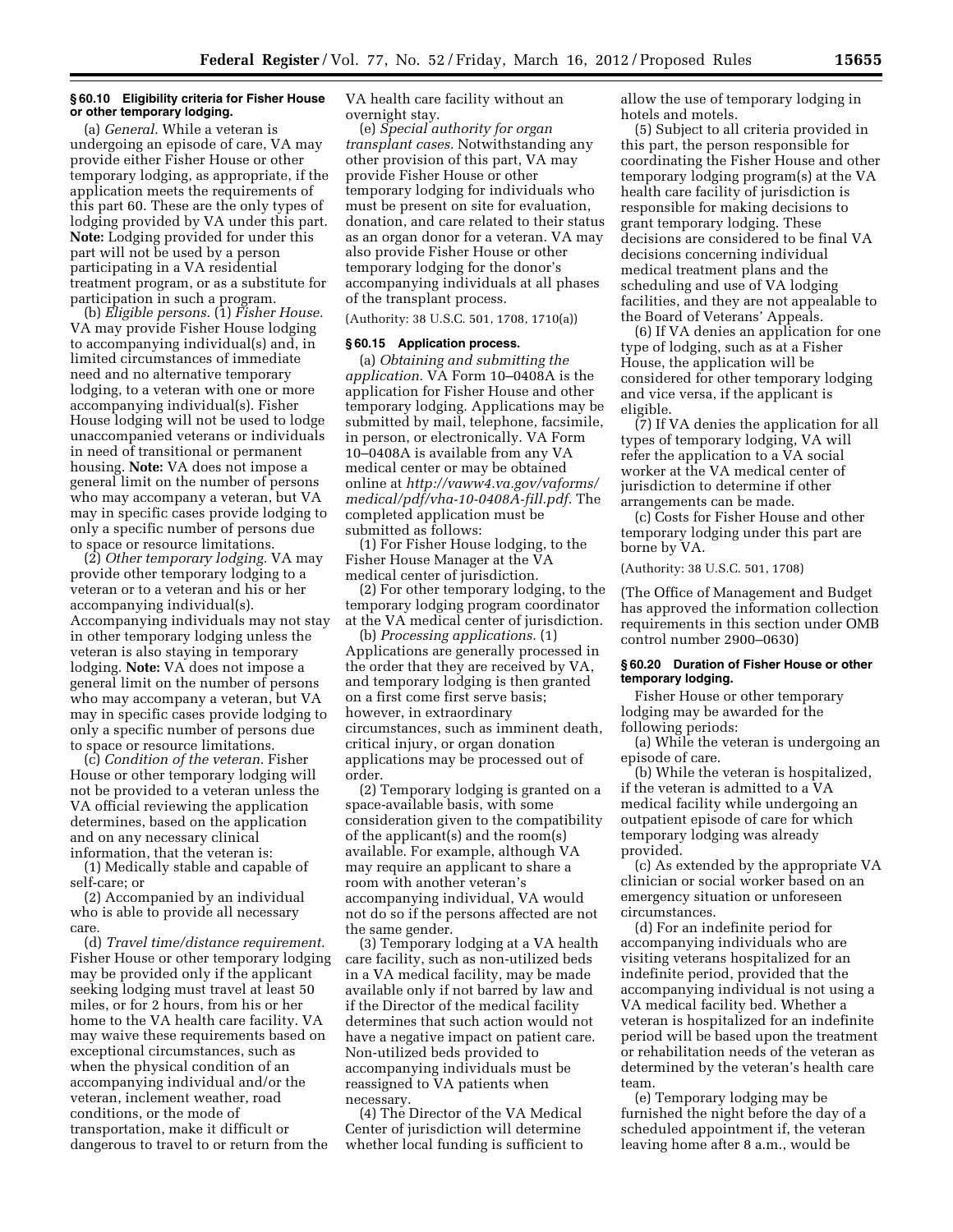### § 60.10 Eligibility criteria for Fisher House or other temporary lodging.

(a) *General.* While a veteran is undergoing an episode of care, VA may provide either Fisher House or other temporary lodging, as appropriate, if the application meets the requirements of this part 60. These are the only types of lodging provided by VA under this part. **Note:** Lodging provided for under this part will not be used by a person participating in a VA residential treatment program, or as a substitute for participation in such a program.

(b) *Eligible persons.* (1) *Fisher House.* VA may provide Fisher House lodging to accompanying individual(s) and, in limited circumstances of immediate need and no alternative temporary lodging, to a veteran with one or more accompanying individual(s). Fisher House lodging will not be used to lodge unaccompanied veterans or individuals in need of transitional or permanent housing. **Note:** VA does not impose a general limit on the number of persons who may accompany a veteran, but VA may in specific cases provide lodging to only a specific number of persons due to space or resource limitations.

(2) *Other temporary lodging.* VA may provide other temporary lodging to a veteran or to a veteran and his or her accompanying individual(s). Accompanying individuals may not stay in other temporary lodging unless the veteran is also staying in temporary lodging. **Note:** VA does not impose a general limit on the number of persons who may accompany a veteran, but VA may in specific cases provide lodging to only a specific number of persons due to space or resource limitations.

(c) *Condition of the veteran.* Fisher House or other temporary lodging will not be provided to a veteran unless the VA official reviewing the application determines, based on the application and on any necessary clinical information, that the veteran is:

(1) Medically stable and capable of self-care; or

(2) Accompanied by an individual who is able to provide all necessary care.

(d) *Travel time/distance requirement.* Fisher House or other temporary lodging may be provided only if the applicant seeking lodging must travel at least 50 miles, or for 2 hours, from his or her home to the VA health care facility. VA may waive these requirements based on exceptional circumstances, such as when the physical condition of an accompanying individual and/or the veteran, inclement weather, road conditions, or the mode of transportation, make it difficult or dangerous to travel to or return from the VA health care facility without an overnight stay.

(e) *Special authority for organ transplant cases.* Notwithstanding any other provision of this part, VA may provide Fisher House or other temporary lodging for individuals who must be present on site for evaluation, donation, and care related to their status as an organ donor for a veteran. VA may also provide Fisher House or other temporary lodging for the donor's accompanying individuals at all phases of the transplant process.

(Authority: 38 U.S.C. 501, 1708, 1710(a))

### § 60.15 Application process.

(a) *Obtaining and submitting the application.* VA Form 10–0408A is the application for Fisher House and other temporary lodging. Applications may be submitted by mail, telephone, facsimile, in person, or electronically. VA Form 10–0408A is available from any VA medical center or may be obtained online at *http://vaww4.va.gov/vaforms/medical/pdf/vha-10-0408A-fill.pdf.* The completed application must be submitted as follows:

(1) For Fisher House lodging, to the Fisher House Manager at the VA medical center of jurisdiction.

(2) For other temporary lodging, to the temporary lodging program coordinator at the VA medical center of jurisdiction.

(b) *Processing applications.* (1) Applications are generally processed in the order that they are received by VA, and temporary lodging is then granted on a first come first serve basis; however, in extraordinary circumstances, such as imminent death, critical injury, or organ donation applications may be processed out of order.

(2) Temporary lodging is granted on a space-available basis, with some consideration given to the compatibility of the applicant(s) and the room(s) available. For example, although VA may require an applicant to share a room with another veteran's accompanying individual, VA would not do so if the persons affected are not the same gender.

(3) Temporary lodging at a VA health care facility, such as non-utilized beds in a VA medical facility, may be made available only if not barred by law and if the Director of the medical facility determines that such action would not have a negative impact on patient care. Non-utilized beds provided to accompanying individuals must be reassigned to VA patients when necessary.

(4) The Director of the VA Medical Center of jurisdiction will determine whether local funding is sufficient to allow the use of temporary lodging in hotels and motels.

(5) Subject to all criteria provided in this part, the person responsible for coordinating the Fisher House and other temporary lodging program(s) at the VA health care facility of jurisdiction is responsible for making decisions to grant temporary lodging. These decisions are considered to be final VA decisions concerning individual medical treatment plans and the scheduling and use of VA lodging facilities, and they are not appealable to the Board of Veterans' Appeals.

(6) If VA denies an application for one type of lodging, such as at a Fisher House, the application will be considered for other temporary lodging and vice versa, if the applicant is eligible.

(7) If VA denies the application for all types of temporary lodging, VA will refer the application to a VA social worker at the VA medical center of jurisdiction to determine if other arrangements can be made.

(c) Costs for Fisher House and other temporary lodging under this part are borne by VA.

(Authority: 38 U.S.C. 501, 1708)

(The Office of Management and Budget has approved the information collection requirements in this section under OMB control number 2900–0630)

### § 60.20 Duration of Fisher House or other temporary lodging.

Fisher House or other temporary lodging may be awarded for the following periods:

(a) While the veteran is undergoing an episode of care.

(b) While the veteran is hospitalized, if the veteran is admitted to a VA medical facility while undergoing an outpatient episode of care for which temporary lodging was already provided.

(c) As extended by the appropriate VA clinician or social worker based on an emergency situation or unforeseen circumstances.

(d) For an indefinite period for accompanying individuals who are visiting veterans hospitalized for an indefinite period, provided that the accompanying individual is not using a VA medical facility bed. Whether a veteran is hospitalized for an indefinite period will be based upon the treatment or rehabilitation needs of the veteran as determined by the veteran's health care team.

(e) Temporary lodging may be furnished the night before the day of a scheduled appointment if, the veteran leaving home after 8 a.m., would be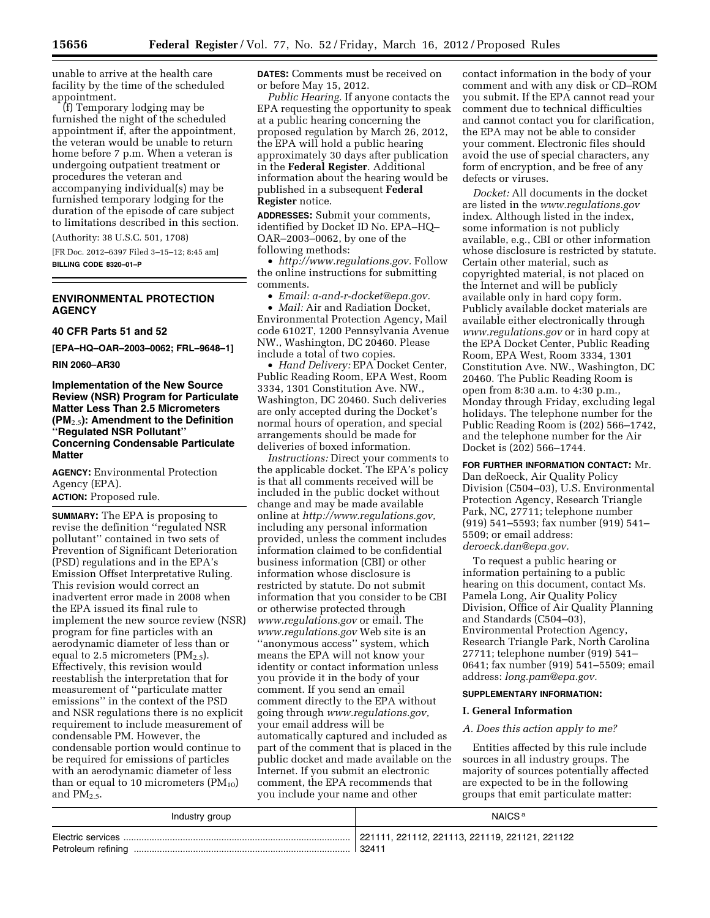unable to arrive at the health care facility by the time of the scheduled appointment.

(f) Temporary lodging may be furnished the night of the scheduled appointment if, after the appointment, the veteran would be unable to return home before 7 p.m. When a veteran is undergoing outpatient treatment or procedures the veteran and accompanying individual(s) may be furnished temporary lodging for the duration of the episode of care subject to limitations described in this section.

(Authority: 38 U.S.C. 501, 1708)

[FR Doc. 2012–6397 Filed 3–15–12; 8:45 am]

**BILLING CODE 8320–01–P**

---

## ENVIRONMENTAL PROTECTION AGENCY

### 40 CFR Parts 51 and 52

**[EPA–HQ–OAR–2003–0062; FRL–9648–1]**

**RIN 2060–AR30**

### Implementation of the New Source Review (NSR) Program for Particulate Matter Less Than 2.5 Micrometers ($PM_{2.5}$): Amendment to the Definition "Regulated NSR Pollutant" Concerning Condensable Particulate Matter

**AGENCY:** Environmental Protection Agency (EPA).

**ACTION:** Proposed rule.

**SUMMARY:** The EPA is proposing to revise the definition "regulated NSR pollutant" contained in two sets of Prevention of Significant Deterioration (PSD) regulations and in the EPA's Emission Offset Interpretative Ruling. This revision would correct an inadvertent error made in 2008 when the EPA issued its final rule to implement the new source review (NSR) program for fine particles with an aerodynamic diameter of less than or equal to 2.5 micrometers ($PM_{2.5}$). Effectively, this revision would reestablish the interpretation that for measurement of "particulate matter emissions" in the context of the PSD and NSR regulations there is no explicit requirement to include measurement of condensable PM. However, the condensable portion would continue to be required for emissions of particles with an aerodynamic diameter of less than or equal to 10 micrometers ($PM_{10}$) and $PM_{2.5}$.

**DATES:** Comments must be received on or before May 15, 2012.

*Public Hearing.* If anyone contacts the EPA requesting the opportunity to speak at a public hearing concerning the proposed regulation by March 26, 2012, the EPA will hold a public hearing approximately 30 days after publication in the **Federal Register**. Additional information about the hearing would be published in a subsequent **Federal Register** notice.

**ADDRESSES:** Submit your comments, identified by Docket ID No. EPA–HQ–OAR–2003–0062, by one of the following methods:

- *http://www.regulations.gov.* Follow the online instructions for submitting comments.
- *Email: a-and-r-docket@epa.gov.*
- *Mail:* Air and Radiation Docket, Environmental Protection Agency, Mail code 6102T, 1200 Pennsylvania Avenue NW., Washington, DC 20460. Please include a total of two copies.
- *Hand Delivery:* EPA Docket Center, Public Reading Room, EPA West, Room 3334, 1301 Constitution Ave. NW., Washington, DC 20460. Such deliveries are only accepted during the Docket's normal hours of operation, and special arrangements should be made for deliveries of boxed information.

*Instructions:* Direct your comments to the applicable docket. The EPA's policy is that all comments received will be included in the public docket without change and may be made available online at *http://www.regulations.gov,* including any personal information provided, unless the comment includes information claimed to be confidential business information (CBI) or other information whose disclosure is restricted by statute. Do not submit information that you consider to be CBI or otherwise protected through *www.regulations.gov* or email. The *www.regulations.gov* Web site is an "anonymous access" system, which means the EPA will not know your identity or contact information unless you provide it in the body of your comment. If you send an email comment directly to the EPA without going through *www.regulations.gov,* your email address will be automatically captured and included as part of the comment that is placed in the public docket and made available on the Internet. If you submit an electronic comment, the EPA recommends that you include your name and other contact information in the body of your comment and with any disk or CD–ROM you submit. If the EPA cannot read your comment due to technical difficulties and cannot contact you for clarification, the EPA may not be able to consider your comment. Electronic files should avoid the use of special characters, any form of encryption, and be free of any defects or viruses.

*Docket:* All documents in the docket are listed in the *www.regulations.gov* index. Although listed in the index, some information is not publicly available, e.g., CBI or other information whose disclosure is restricted by statute. Certain other material, such as copyrighted material, is not placed on the Internet and will be publicly available only in hard copy form. Publicly available docket materials are available either electronically through *www.regulations.gov* or in hard copy at the EPA Docket Center, Public Reading Room, EPA West, Room 3334, 1301 Constitution Ave. NW., Washington, DC 20460. The Public Reading Room is open from 8:30 a.m. to 4:30 p.m., Monday through Friday, excluding legal holidays. The telephone number for the Public Reading Room is (202) 566–1742, and the telephone number for the Air Docket is (202) 566–1744.

**FOR FURTHER INFORMATION CONTACT:** Mr. Dan deRoeck, Air Quality Policy Division (C504–03), U.S. Environmental Protection Agency, Research Triangle Park, NC, 27711; telephone number (919) 541–5593; fax number (919) 541–5509; or email address: *deroeck.dan@epa.gov.*

To request a public hearing or information pertaining to a public hearing on this document, contact Ms. Pamela Long, Air Quality Policy Division, Office of Air Quality Planning and Standards (C504–03), Environmental Protection Agency, Research Triangle Park, North Carolina 27711; telephone number (919) 541–0641; fax number (919) 541–5509; email address: *long.pam@epa.gov.*

**SUPPLEMENTARY INFORMATION:**

#### I. General Information

*A. Does this action apply to me?*

Entities affected by this rule include sources in all industry groups. The majority of sources potentially affected are expected to be in the following groups that emit particulate matter:

| Industry group | NAICS [a] |
|---|---|
| Electric services | 221111, 221112, 221113, 221119, 221121, 221122 |
| Petroleum refining | 32411 |